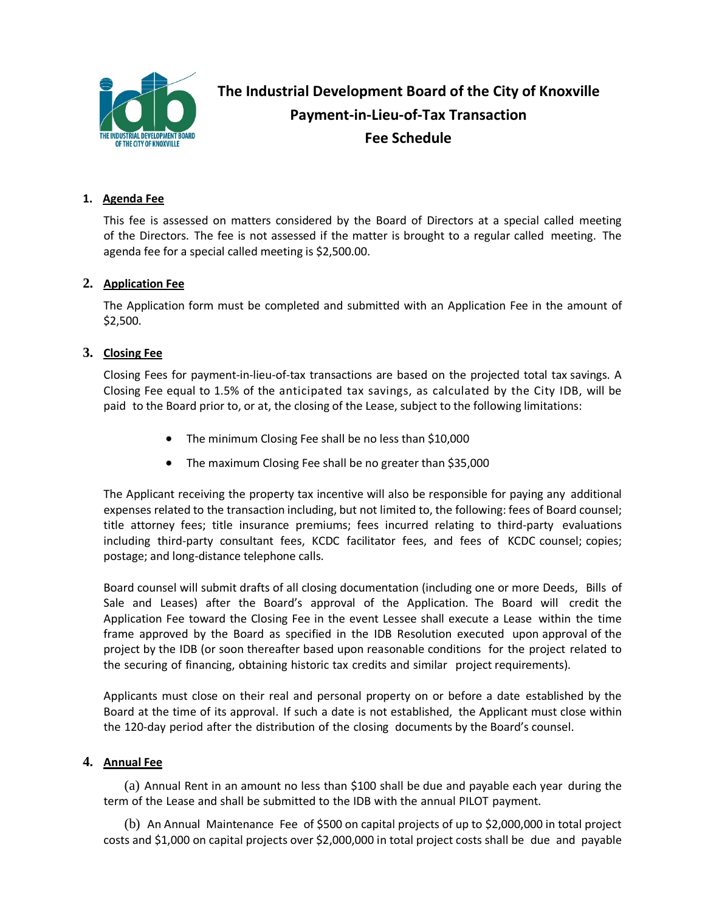# The Industrial Development Board of the City of Knoxville
## Payment-in-Lieu-of-Tax Transaction
## Fee Schedule

1. **Agenda Fee**

   This fee is assessed on matters considered by the Board of Directors at a special called meeting of the Directors. The fee is not assessed if the matter is brought to a regular called meeting. The agenda fee for a special called meeting is $2,500.00.

2. **Application Fee**

   The Application form must be completed and submitted with an Application Fee in the amount of $2,500.

3. **Closing Fee**

   Closing Fees for payment-in-lieu-of-tax transactions are based on the projected total tax savings. A Closing Fee equal to 1.5% of the anticipated tax savings, as calculated by the City IDB, will be paid to the Board prior to, or at, the closing of the Lease, subject to the following limitations:

   - The minimum Closing Fee shall be no less than $10,000
   - The maximum Closing Fee shall be no greater than $35,000

   The Applicant receiving the property tax incentive will also be responsible for paying any additional expenses related to the transaction including, but not limited to, the following: fees of Board counsel; title attorney fees; title insurance premiums; fees incurred relating to third-party evaluations including third-party consultant fees, KCDC facilitator fees, and fees of KCDC counsel; copies; postage; and long-distance telephone calls.

   Board counsel will submit drafts of all closing documentation (including one or more Deeds, Bills of Sale and Leases) after the Board's approval of the Application. The Board will credit the Application Fee toward the Closing Fee in the event Lessee shall execute a Lease within the time frame approved by the Board as specified in the IDB Resolution executed upon approval of the project by the IDB (or soon thereafter based upon reasonable conditions for the project related to the securing of financing, obtaining historic tax credits and similar project requirements).

   Applicants must close on their real and personal property on or before a date established by the Board at the time of its approval. If such a date is not established, the Applicant must close within the 120-day period after the distribution of the closing documents by the Board's counsel.

4. **Annual Fee**

   (a) Annual Rent in an amount no less than $100 shall be due and payable each year during the term of the Lease and shall be submitted to the IDB with the annual PILOT payment.

   (b) An Annual Maintenance Fee of $500 on capital projects of up to $2,000,000 in total project costs and $1,000 on capital projects over $2,000,000 in total project costs shall be due and payable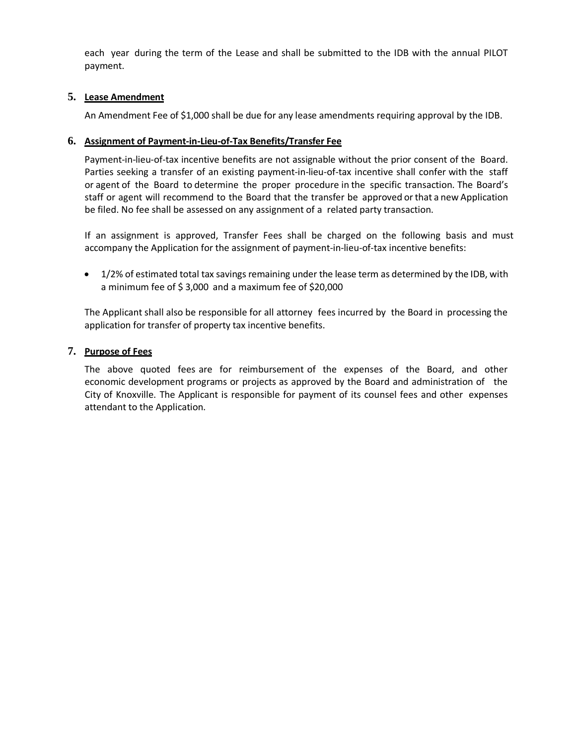each year during the term of the Lease and shall be submitted to the IDB with the annual PILOT payment.

## 5. Lease Amendment

An Amendment Fee of $1,000 shall be due for any lease amendments requiring approval by the IDB.

## 6. Assignment of Payment-in-Lieu-of-Tax Benefits/Transfer Fee

Payment-in-lieu-of-tax incentive benefits are not assignable without the prior consent of the Board. Parties seeking a transfer of an existing payment-in-lieu-of-tax incentive shall confer with the staff or agent of the Board to determine the proper procedure in the specific transaction. The Board's staff or agent will recommend to the Board that the transfer be approved or that a new Application be filed. No fee shall be assessed on any assignment of a related party transaction.

If an assignment is approved, Transfer Fees shall be charged on the following basis and must accompany the Application for the assignment of payment-in-lieu-of-tax incentive benefits:

- 1/2% of estimated total tax savings remaining under the lease term as determined by the IDB, with a minimum fee of $ 3,000 and a maximum fee of $20,000

The Applicant shall also be responsible for all attorney fees incurred by the Board in processing the application for transfer of property tax incentive benefits.

## 7. Purpose of Fees

The above quoted fees are for reimbursement of the expenses of the Board, and other economic development programs or projects as approved by the Board and administration of the City of Knoxville. The Applicant is responsible for payment of its counsel fees and other expenses attendant to the Application.